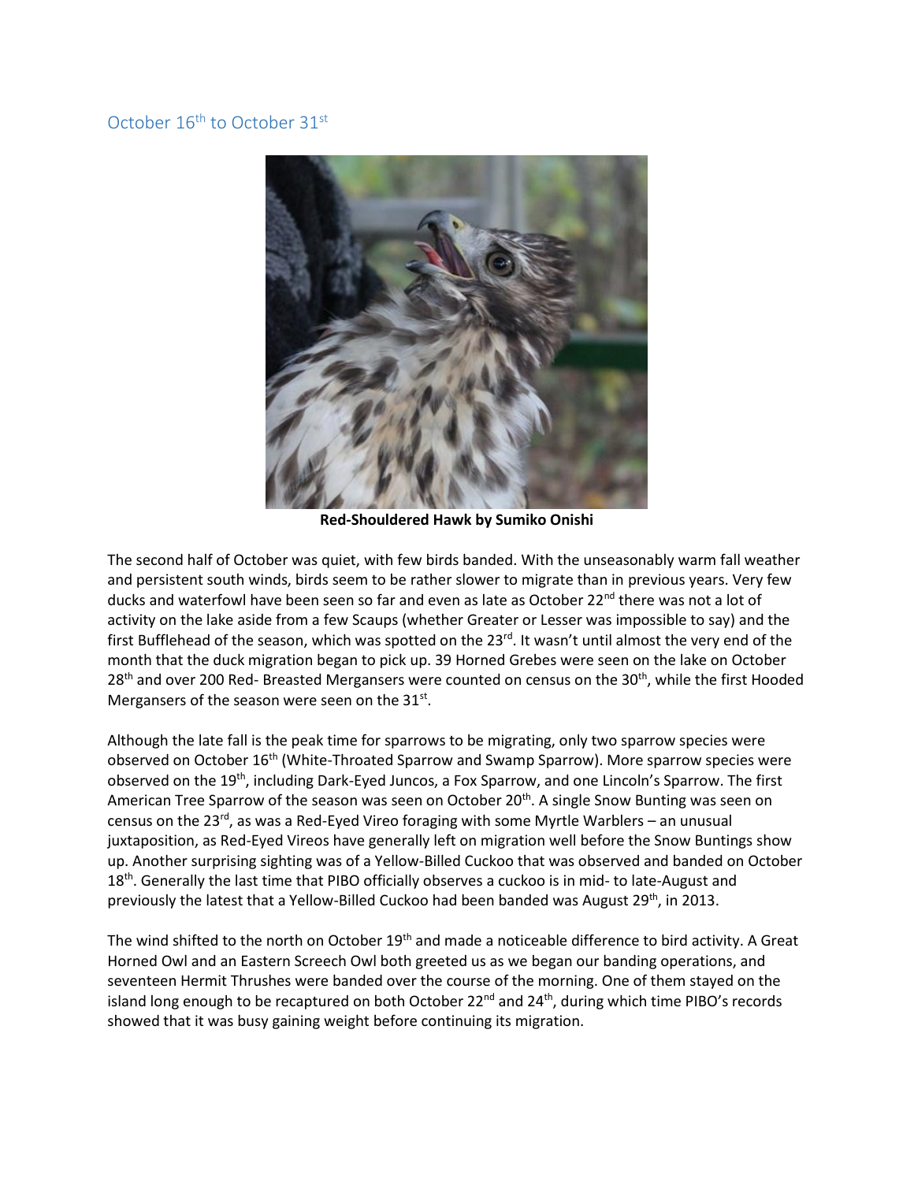## October 16th to October 31st

**Red-Shouldered Hawk by Sumiko Onishi**

The second half of October was quiet, with few birds banded. With the unseasonably warm fall weather and persistent south winds, birds seem to be rather slower to migrate than in previous years. Very few ducks and waterfowl have been seen so far and even as late as October 22nd there was not a lot of activity on the lake aside from a few Scaups (whether Greater or Lesser was impossible to say) and the first Bufflehead of the season, which was spotted on the 23rd. It wasn't until almost the very end of the month that the duck migration began to pick up. 39 Horned Grebes were seen on the lake on October 28th and over 200 Red- Breasted Mergansers were counted on census on the 30th, while the first Hooded Mergansers of the season were seen on the 31st.

Although the late fall is the peak time for sparrows to be migrating, only two sparrow species were observed on October 16th (White-Throated Sparrow and Swamp Sparrow). More sparrow species were observed on the 19th, including Dark-Eyed Juncos, a Fox Sparrow, and one Lincoln's Sparrow. The first American Tree Sparrow of the season was seen on October 20th. A single Snow Bunting was seen on census on the 23rd, as was a Red-Eyed Vireo foraging with some Myrtle Warblers – an unusual juxtaposition, as Red-Eyed Vireos have generally left on migration well before the Snow Buntings show up. Another surprising sighting was of a Yellow-Billed Cuckoo that was observed and banded on October 18th. Generally the last time that PIBO officially observes a cuckoo is in mid- to late-August and previously the latest that a Yellow-Billed Cuckoo had been banded was August 29th, in 2013.

The wind shifted to the north on October 19th and made a noticeable difference to bird activity. A Great Horned Owl and an Eastern Screech Owl both greeted us as we began our banding operations, and seventeen Hermit Thrushes were banded over the course of the morning. One of them stayed on the island long enough to be recaptured on both October 22nd and 24th, during which time PIBO's records showed that it was busy gaining weight before continuing its migration.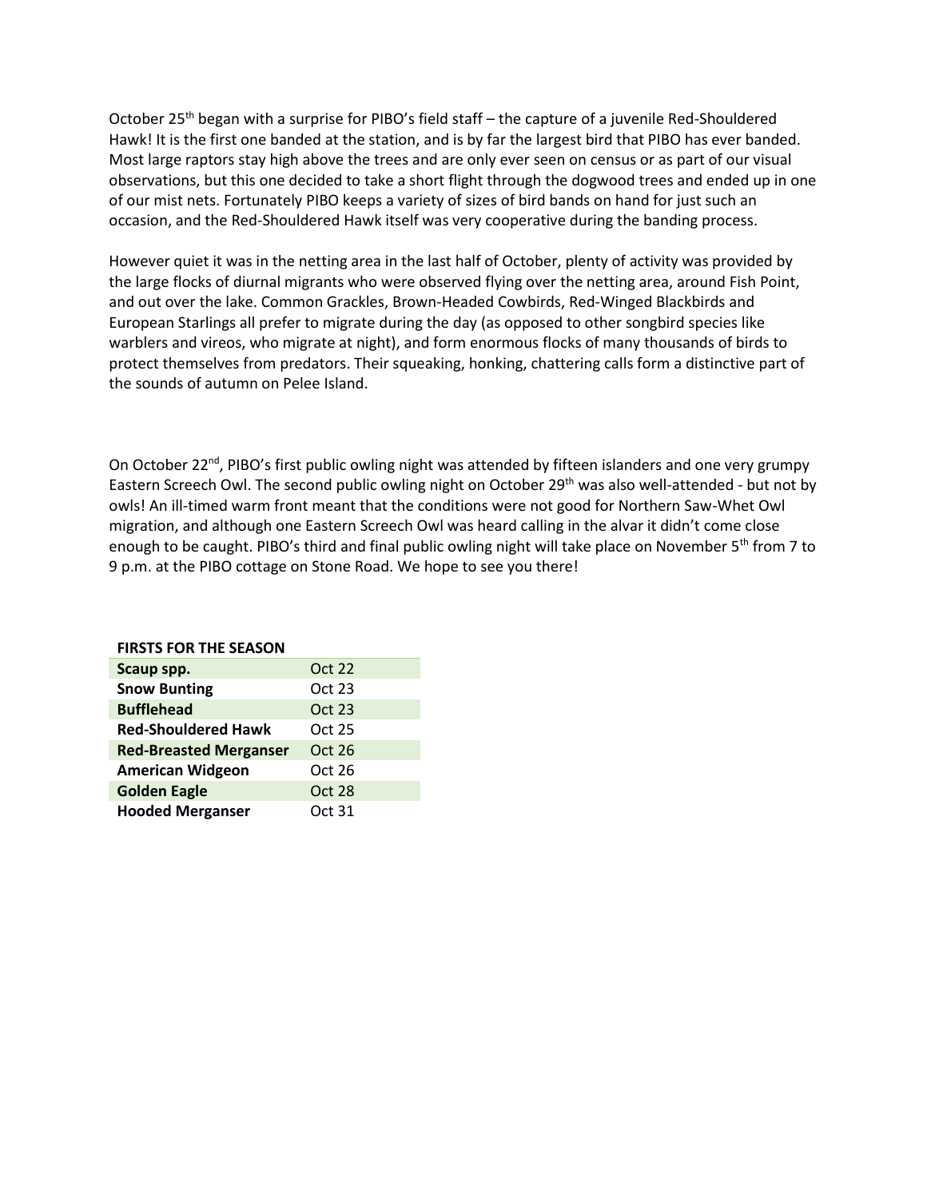October 25th began with a surprise for PIBO's field staff – the capture of a juvenile Red-Shouldered Hawk! It is the first one banded at the station, and is by far the largest bird that PIBO has ever banded. Most large raptors stay high above the trees and are only ever seen on census or as part of our visual observations, but this one decided to take a short flight through the dogwood trees and ended up in one of our mist nets. Fortunately PIBO keeps a variety of sizes of bird bands on hand for just such an occasion, and the Red-Shouldered Hawk itself was very cooperative during the banding process.

However quiet it was in the netting area in the last half of October, plenty of activity was provided by the large flocks of diurnal migrants who were observed flying over the netting area, around Fish Point, and out over the lake. Common Grackles, Brown-Headed Cowbirds, Red-Winged Blackbirds and European Starlings all prefer to migrate during the day (as opposed to other songbird species like warblers and vireos, who migrate at night), and form enormous flocks of many thousands of birds to protect themselves from predators. Their squeaking, honking, chattering calls form a distinctive part of the sounds of autumn on Pelee Island.

On October 22nd, PIBO's first public owling night was attended by fifteen islanders and one very grumpy Eastern Screech Owl. The second public owling night on October 29th was also well-attended - but not by owls! An ill-timed warm front meant that the conditions were not good for Northern Saw-Whet Owl migration, and although one Eastern Screech Owl was heard calling in the alvar it didn't come close enough to be caught. PIBO's third and final public owling night will take place on November 5th from 7 to 9 p.m. at the PIBO cottage on Stone Road. We hope to see you there!

| FIRSTS FOR THE SEASON | |
|---|---|
| **Scaup spp.** | Oct 22 |
| **Snow Bunting** | Oct 23 |
| **Bufflehead** | Oct 23 |
| **Red-Shouldered Hawk** | Oct 25 |
| **Red-Breasted Merganser** | Oct 26 |
| **American Widgeon** | Oct 26 |
| **Golden Eagle** | Oct 28 |
| **Hooded Merganser** | Oct 31 |